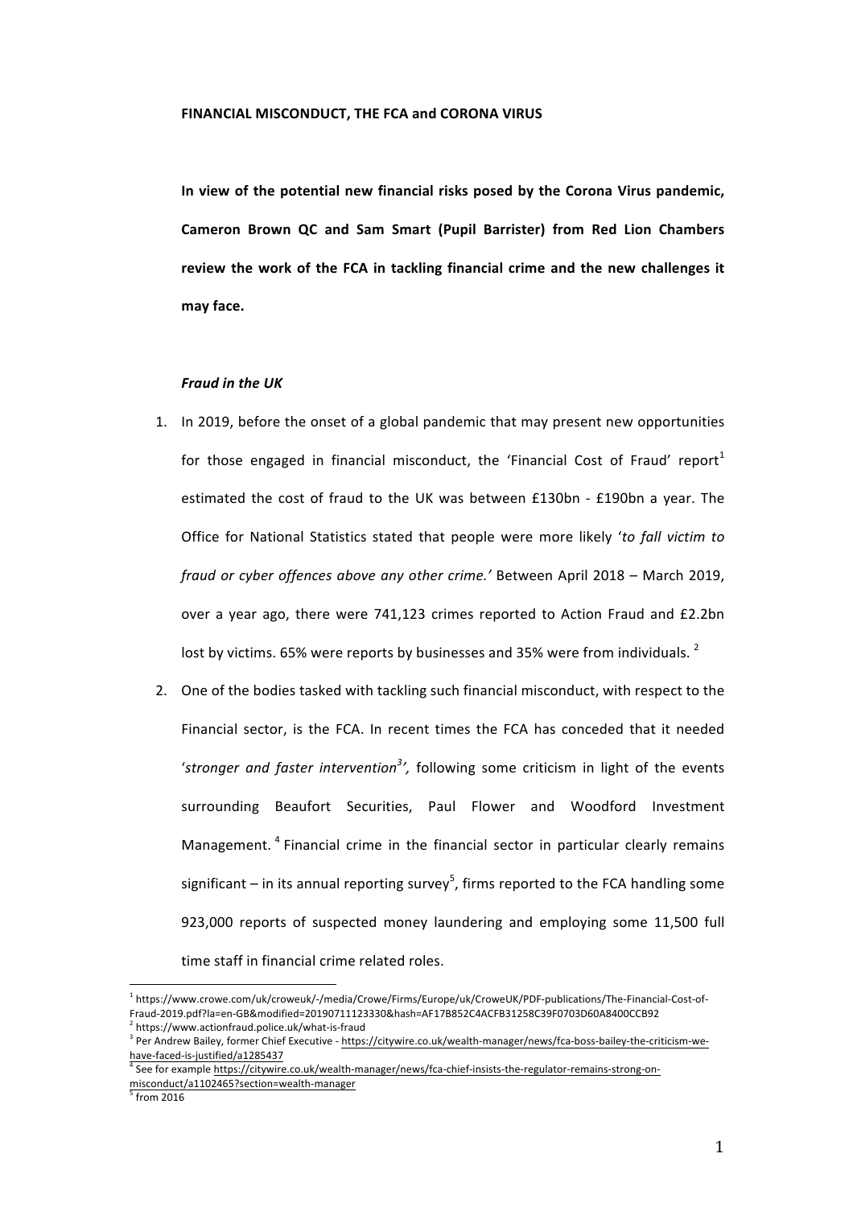**FINANCIAL MISCONDUCT, THE FCA and CORONA VIRUS**

**In view of the potential new financial risks posed by the Corona Virus pandemic, Cameron Brown QC and Sam Smart (Pupil Barrister) from Red Lion Chambers review the work of the FCA in tackling financial crime and the new challenges it may face.**

***Fraud in the UK***

1. In 2019, before the onset of a global pandemic that may present new opportunities for those engaged in financial misconduct, the 'Financial Cost of Fraud' report[1] estimated the cost of fraud to the UK was between £130bn - £190bn a year. The Office for National Statistics stated that people were more likely '*to fall victim to fraud or cyber offences above any other crime.'* Between April 2018 – March 2019, over a year ago, there were 741,123 crimes reported to Action Fraud and £2.2bn lost by victims. 65% were reports by businesses and 35% were from individuals. [2]

2. One of the bodies tasked with tackling such financial misconduct, with respect to the Financial sector, is the FCA. In recent times the FCA has conceded that it needed '*stronger and faster intervention*[3]*',* following some criticism in light of the events surrounding Beaufort Securities, Paul Flower and Woodford Investment Management. [4] Financial crime in the financial sector in particular clearly remains significant – in its annual reporting survey[5], firms reported to the FCA handling some 923,000 reports of suspected money laundering and employing some 11,500 full time staff in financial crime related roles.

---

[1] https://www.crowe.com/uk/croweuk/-/media/Crowe/Firms/Europe/uk/CroweUK/PDF-publications/The-Financial-Cost-of-Fraud-2019.pdf?la=en-GB&modified=20190711123330&hash=AF17B852C4ACFB31258C39F0703D60A8400CCB92

[2] https://www.actionfraud.police.uk/what-is-fraud

[3] Per Andrew Bailey, former Chief Executive - https://citywire.co.uk/wealth-manager/news/fca-boss-bailey-the-criticism-we-have-faced-is-justified/a1285437

[4] See for example https://citywire.co.uk/wealth-manager/news/fca-chief-insists-the-regulator-remains-strong-on-misconduct/a1102465?section=wealth-manager

[5] from 2016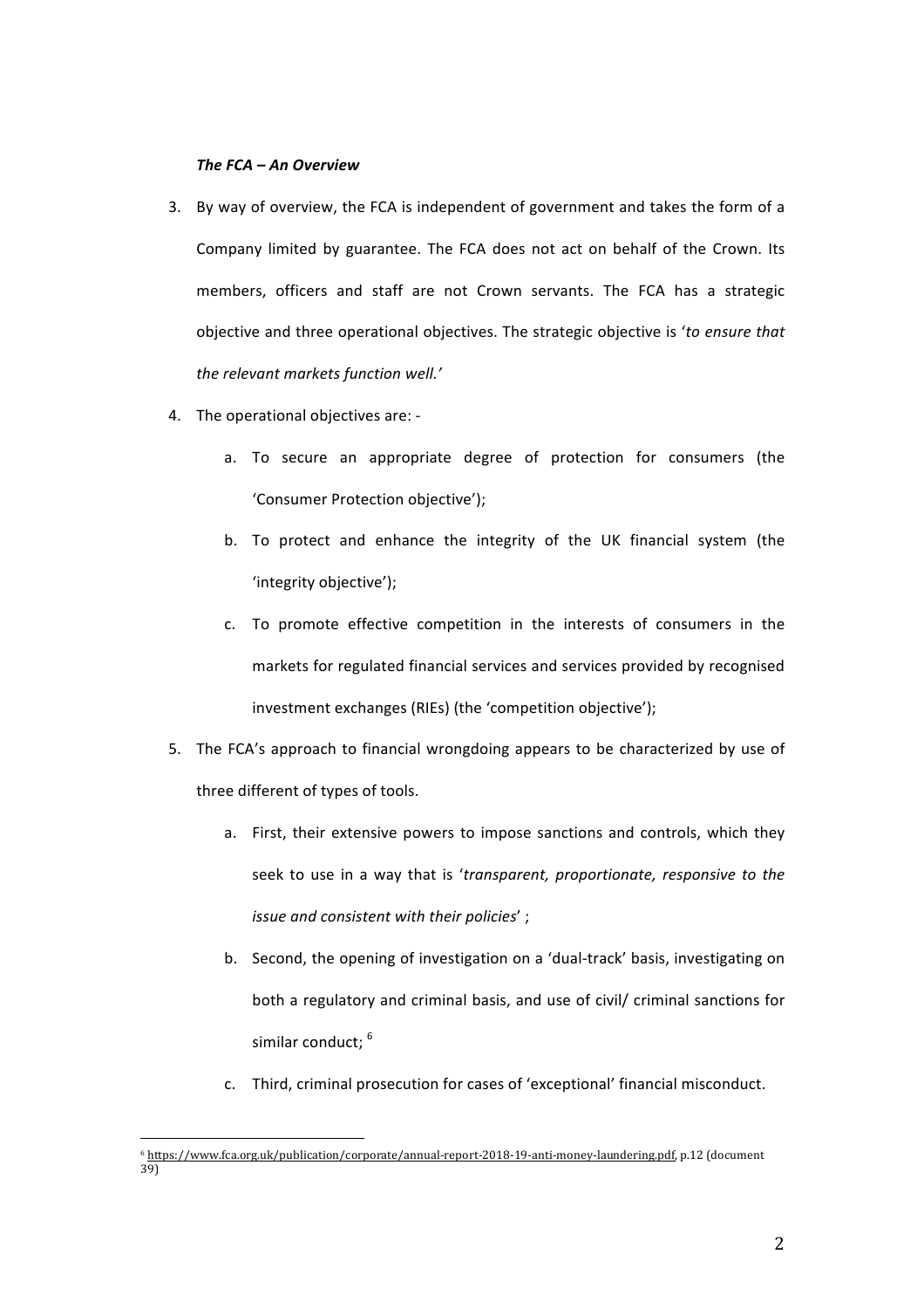***The FCA – An Overview***

3. By way of overview, the FCA is independent of government and takes the form of a Company limited by guarantee. The FCA does not act on behalf of the Crown. Its members, officers and staff are not Crown servants. The FCA has a strategic objective and three operational objectives. The strategic objective is '*to ensure that the relevant markets function well.*'

4. The operational objectives are: -

    a. To secure an appropriate degree of protection for consumers (the 'Consumer Protection objective');

    b. To protect and enhance the integrity of the UK financial system (the 'integrity objective');

    c. To promote effective competition in the interests of consumers in the markets for regulated financial services and services provided by recognised investment exchanges (RIEs) (the 'competition objective');

5. The FCA's approach to financial wrongdoing appears to be characterized by use of three different of types of tools.

    a. First, their extensive powers to impose sanctions and controls, which they seek to use in a way that is '*transparent, proportionate, responsive to the issue and consistent with their policies*' ;

    b. Second, the opening of investigation on a 'dual-track' basis, investigating on both a regulatory and criminal basis, and use of civil/ criminal sanctions for similar conduct; [6]

    c. Third, criminal prosecution for cases of 'exceptional' financial misconduct.

---

[6] https://www.fca.org.uk/publication/corporate/annual-report-2018-19-anti-money-laundering.pdf, p.12 (document 39)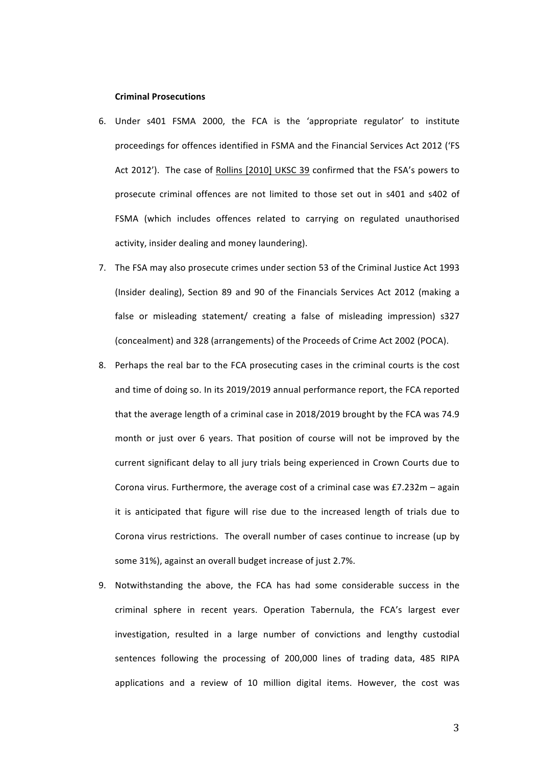**Criminal Prosecutions**

6. Under s401 FSMA 2000, the FCA is the 'appropriate regulator' to institute proceedings for offences identified in FSMA and the Financial Services Act 2012 ('FS Act 2012'). The case of Rollins [2010] UKSC 39 confirmed that the FSA's powers to prosecute criminal offences are not limited to those set out in s401 and s402 of FSMA (which includes offences related to carrying on regulated unauthorised activity, insider dealing and money laundering).

7. The FSA may also prosecute crimes under section 53 of the Criminal Justice Act 1993 (Insider dealing), Section 89 and 90 of the Financials Services Act 2012 (making a false or misleading statement/ creating a false of misleading impression) s327 (concealment) and 328 (arrangements) of the Proceeds of Crime Act 2002 (POCA).

8. Perhaps the real bar to the FCA prosecuting cases in the criminal courts is the cost and time of doing so. In its 2019/2019 annual performance report, the FCA reported that the average length of a criminal case in 2018/2019 brought by the FCA was 74.9 month or just over 6 years. That position of course will not be improved by the current significant delay to all jury trials being experienced in Crown Courts due to Corona virus. Furthermore, the average cost of a criminal case was £7.232m – again it is anticipated that figure will rise due to the increased length of trials due to Corona virus restrictions. The overall number of cases continue to increase (up by some 31%), against an overall budget increase of just 2.7%.

9. Notwithstanding the above, the FCA has had some considerable success in the criminal sphere in recent years. Operation Tabernula, the FCA's largest ever investigation, resulted in a large number of convictions and lengthy custodial sentences following the processing of 200,000 lines of trading data, 485 RIPA applications and a review of 10 million digital items. However, the cost was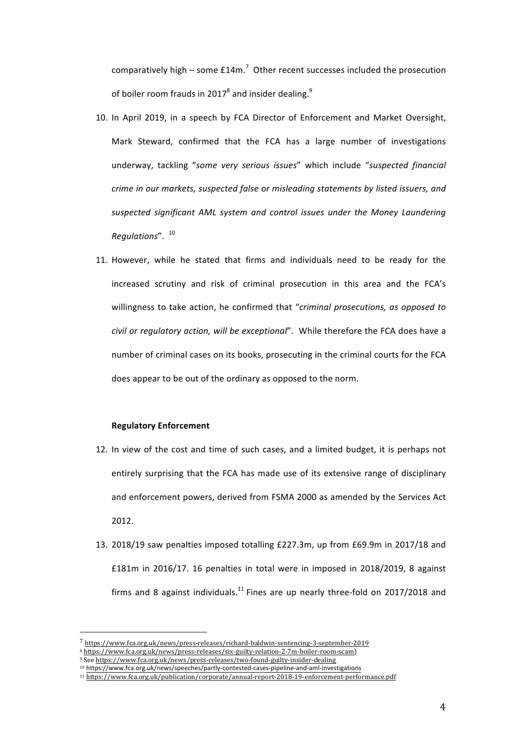comparatively high – some £14m.[7] Other recent successes included the prosecution of boiler room frauds in 2017[8] and insider dealing.[9]

10. In April 2019, in a speech by FCA Director of Enforcement and Market Oversight, Mark Steward, confirmed that the FCA has a large number of investigations underway, tackling "*some very serious issues*" which include "*suspected financial crime in our markets, suspected false or misleading statements by listed issuers, and suspected significant AML system and control issues under the Money Laundering Regulations*". [10]

11. However, while he stated that firms and individuals need to be ready for the increased scrutiny and risk of criminal prosecution in this area and the FCA's willingness to take action, he confirmed that "*criminal prosecutions, as opposed to civil or regulatory action, will be exceptional*". While therefore the FCA does have a number of criminal cases on its books, prosecuting in the criminal courts for the FCA does appear to be out of the ordinary as opposed to the norm.

**Regulatory Enforcement**

12. In view of the cost and time of such cases, and a limited budget, it is perhaps not entirely surprising that the FCA has made use of its extensive range of disciplinary and enforcement powers, derived from FSMA 2000 as amended by the Services Act 2012.

13. 2018/19 saw penalties imposed totalling £227.3m, up from £69.9m in 2017/18 and £181m in 2016/17. 16 penalties in total were in imposed in 2018/2019, 8 against firms and 8 against individuals.[11] Fines are up nearly three-fold on 2017/2018 and

---

[7] https://www.fca.org.uk/news/press-releases/richard-baldwin-sentencing-3-september-2019

[8] https://www.fca.org.uk/news/press-releases/six-guilty-relation-2-7m-boiler-room-scam)

[9] See https://www.fca.org.uk/news/press-releases/two-found-guilty-insider-dealing

[10] https://www.fca.org.uk/news/speeches/partly-contested-cases-pipeline-and-aml-investigations

[11] https://www.fca.org.uk/publication/corporate/annual-report-2018-19-enforcement-performance.pdf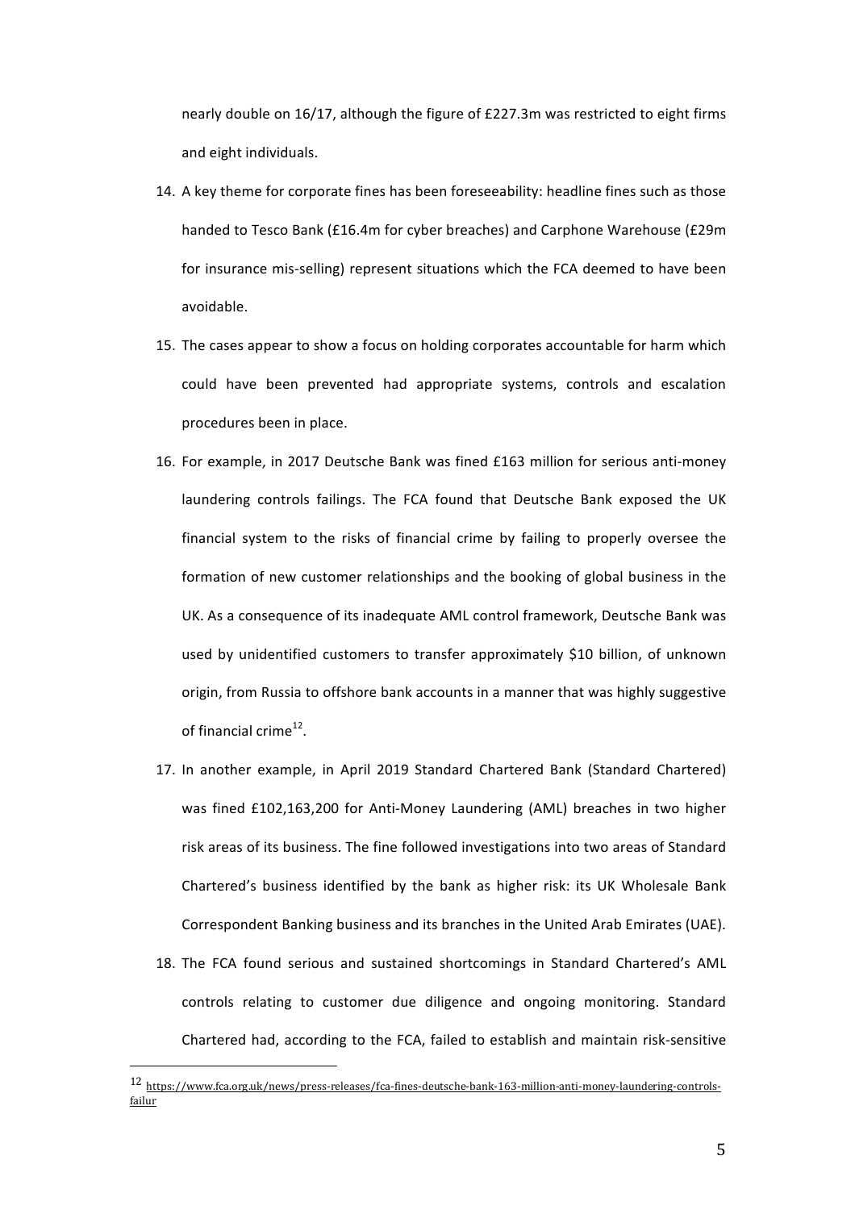nearly double on 16/17, although the figure of £227.3m was restricted to eight firms and eight individuals.

14. A key theme for corporate fines has been foreseeability: headline fines such as those handed to Tesco Bank (£16.4m for cyber breaches) and Carphone Warehouse (£29m for insurance mis-selling) represent situations which the FCA deemed to have been avoidable.

15. The cases appear to show a focus on holding corporates accountable for harm which could have been prevented had appropriate systems, controls and escalation procedures been in place.

16. For example, in 2017 Deutsche Bank was fined £163 million for serious anti-money laundering controls failings. The FCA found that Deutsche Bank exposed the UK financial system to the risks of financial crime by failing to properly oversee the formation of new customer relationships and the booking of global business in the UK. As a consequence of its inadequate AML control framework, Deutsche Bank was used by unidentified customers to transfer approximately $10 billion, of unknown origin, from Russia to offshore bank accounts in a manner that was highly suggestive of financial crime[12].

17. In another example, in April 2019 Standard Chartered Bank (Standard Chartered) was fined £102,163,200 for Anti-Money Laundering (AML) breaches in two higher risk areas of its business. The fine followed investigations into two areas of Standard Chartered's business identified by the bank as higher risk: its UK Wholesale Bank Correspondent Banking business and its branches in the United Arab Emirates (UAE).

18. The FCA found serious and sustained shortcomings in Standard Chartered's AML controls relating to customer due diligence and ongoing monitoring. Standard Chartered had, according to the FCA, failed to establish and maintain risk-sensitive

---

[12] https://www.fca.org.uk/news/press-releases/fca-fines-deutsche-bank-163-million-anti-money-laundering-controls-failur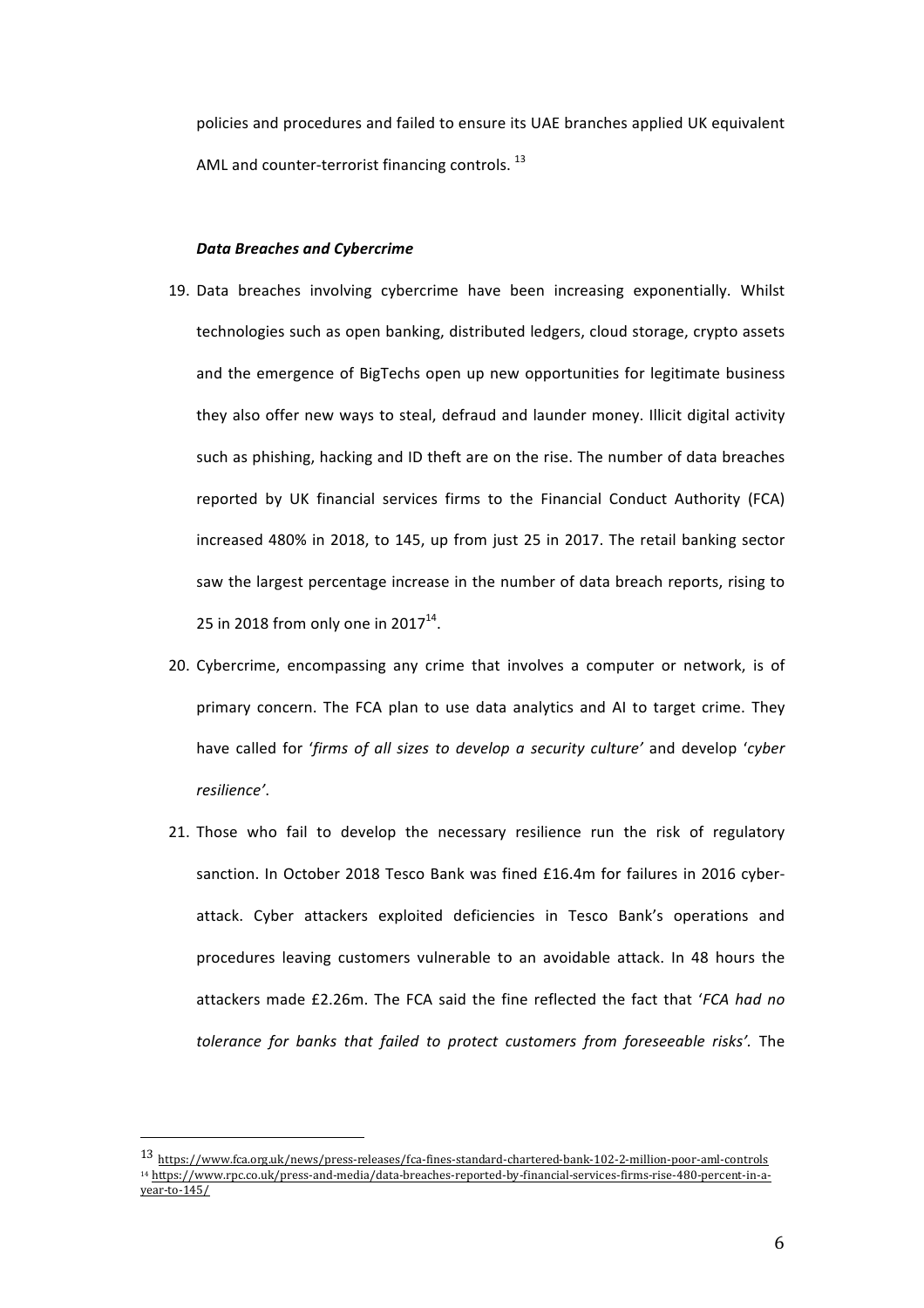policies and procedures and failed to ensure its UAE branches applied UK equivalent AML and counter-terrorist financing controls. [13]

***Data Breaches and Cybercrime***

19. Data breaches involving cybercrime have been increasing exponentially. Whilst technologies such as open banking, distributed ledgers, cloud storage, crypto assets and the emergence of BigTechs open up new opportunities for legitimate business they also offer new ways to steal, defraud and launder money. Illicit digital activity such as phishing, hacking and ID theft are on the rise. The number of data breaches reported by UK financial services firms to the Financial Conduct Authority (FCA) increased 480% in 2018, to 145, up from just 25 in 2017. The retail banking sector saw the largest percentage increase in the number of data breach reports, rising to 25 in 2018 from only one in 2017[14].

20. Cybercrime, encompassing any crime that involves a computer or network, is of primary concern. The FCA plan to use data analytics and AI to target crime. They have called for '*firms of all sizes to develop a security culture*' and develop '*cyber resilience'*.

21. Those who fail to develop the necessary resilience run the risk of regulatory sanction. In October 2018 Tesco Bank was fined £16.4m for failures in 2016 cyber-attack. Cyber attackers exploited deficiencies in Tesco Bank's operations and procedures leaving customers vulnerable to an avoidable attack. In 48 hours the attackers made £2.26m. The FCA said the fine reflected the fact that '*FCA had no tolerance for banks that failed to protect customers from foreseeable risks'.* The

---

[13] https://www.fca.org.uk/news/press-releases/fca-fines-standard-chartered-bank-102-2-million-poor-aml-controls

[14] https://www.rpc.co.uk/press-and-media/data-breaches-reported-by-financial-services-firms-rise-480-percent-in-a-year-to-145/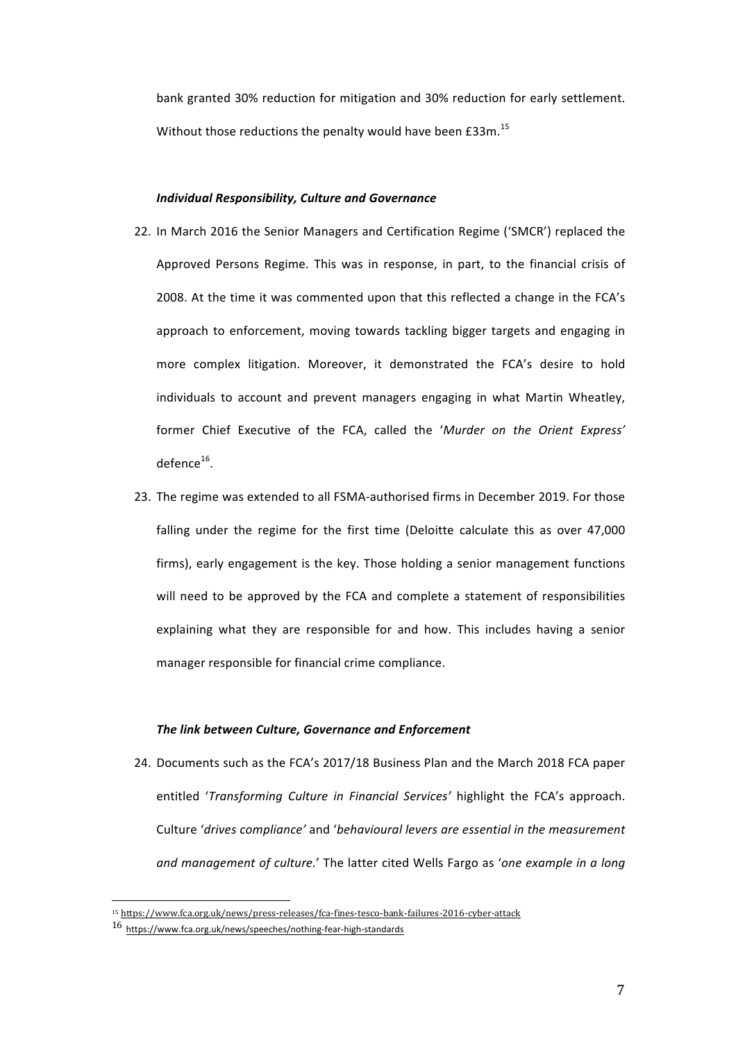bank granted 30% reduction for mitigation and 30% reduction for early settlement. Without those reductions the penalty would have been £33m.[15]

### *Individual Responsibility, Culture and Governance*

22. In March 2016 the Senior Managers and Certification Regime ('SMCR') replaced the Approved Persons Regime. This was in response, in part, to the financial crisis of 2008. At the time it was commented upon that this reflected a change in the FCA's approach to enforcement, moving towards tackling bigger targets and engaging in more complex litigation. Moreover, it demonstrated the FCA's desire to hold individuals to account and prevent managers engaging in what Martin Wheatley, former Chief Executive of the FCA, called the '*Murder on the Orient Express*' defence[16].

23. The regime was extended to all FSMA-authorised firms in December 2019. For those falling under the regime for the first time (Deloitte calculate this as over 47,000 firms), early engagement is the key. Those holding a senior management functions will need to be approved by the FCA and complete a statement of responsibilities explaining what they are responsible for and how. This includes having a senior manager responsible for financial crime compliance.

### *The link between Culture, Governance and Enforcement*

24. Documents such as the FCA's 2017/18 Business Plan and the March 2018 FCA paper entitled '*Transforming Culture in Financial Services*' highlight the FCA's approach. Culture '*drives compliance*' and '*behavioural levers are essential in the measurement and management of culture*.' The latter cited Wells Fargo as '*one example in a long*

---

[15] https://www.fca.org.uk/news/press-releases/fca-fines-tesco-bank-failures-2016-cyber-attack

[16] https://www.fca.org.uk/news/speeches/nothing-fear-high-standards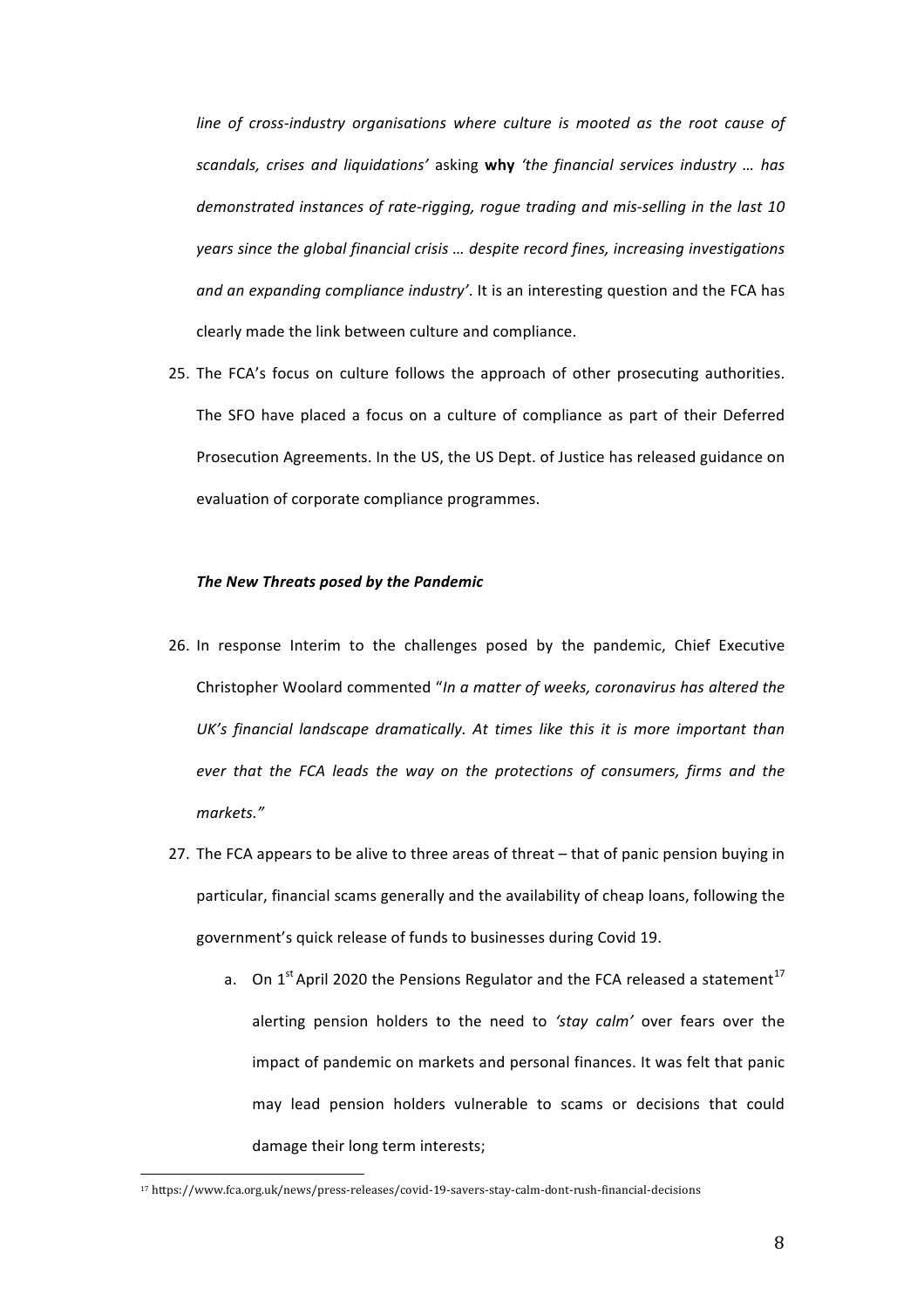*line of cross-industry organisations where culture is mooted as the root cause of scandals, crises and liquidations'* asking **why** *'the financial services industry … has demonstrated instances of rate-rigging, rogue trading and mis-selling in the last 10 years since the global financial crisis … despite record fines, increasing investigations and an expanding compliance industry'*. It is an interesting question and the FCA has clearly made the link between culture and compliance.

25. The FCA's focus on culture follows the approach of other prosecuting authorities. The SFO have placed a focus on a culture of compliance as part of their Deferred Prosecution Agreements. In the US, the US Dept. of Justice has released guidance on evaluation of corporate compliance programmes.

***The New Threats posed by the Pandemic***

26. In response Interim to the challenges posed by the pandemic, Chief Executive Christopher Woolard commented "*In a matter of weeks, coronavirus has altered the UK's financial landscape dramatically. At times like this it is more important than ever that the FCA leads the way on the protections of consumers, firms and the markets."*

27. The FCA appears to be alive to three areas of threat – that of panic pension buying in particular, financial scams generally and the availability of cheap loans, following the government's quick release of funds to businesses during Covid 19.

    a. On 1st April 2020 the Pensions Regulator and the FCA released a statement[17] alerting pension holders to the need to *'stay calm'* over fears over the impact of pandemic on markets and personal finances. It was felt that panic may lead pension holders vulnerable to scams or decisions that could damage their long term interests;

[17] https://www.fca.org.uk/news/press-releases/covid-19-savers-stay-calm-dont-rush-financial-decisions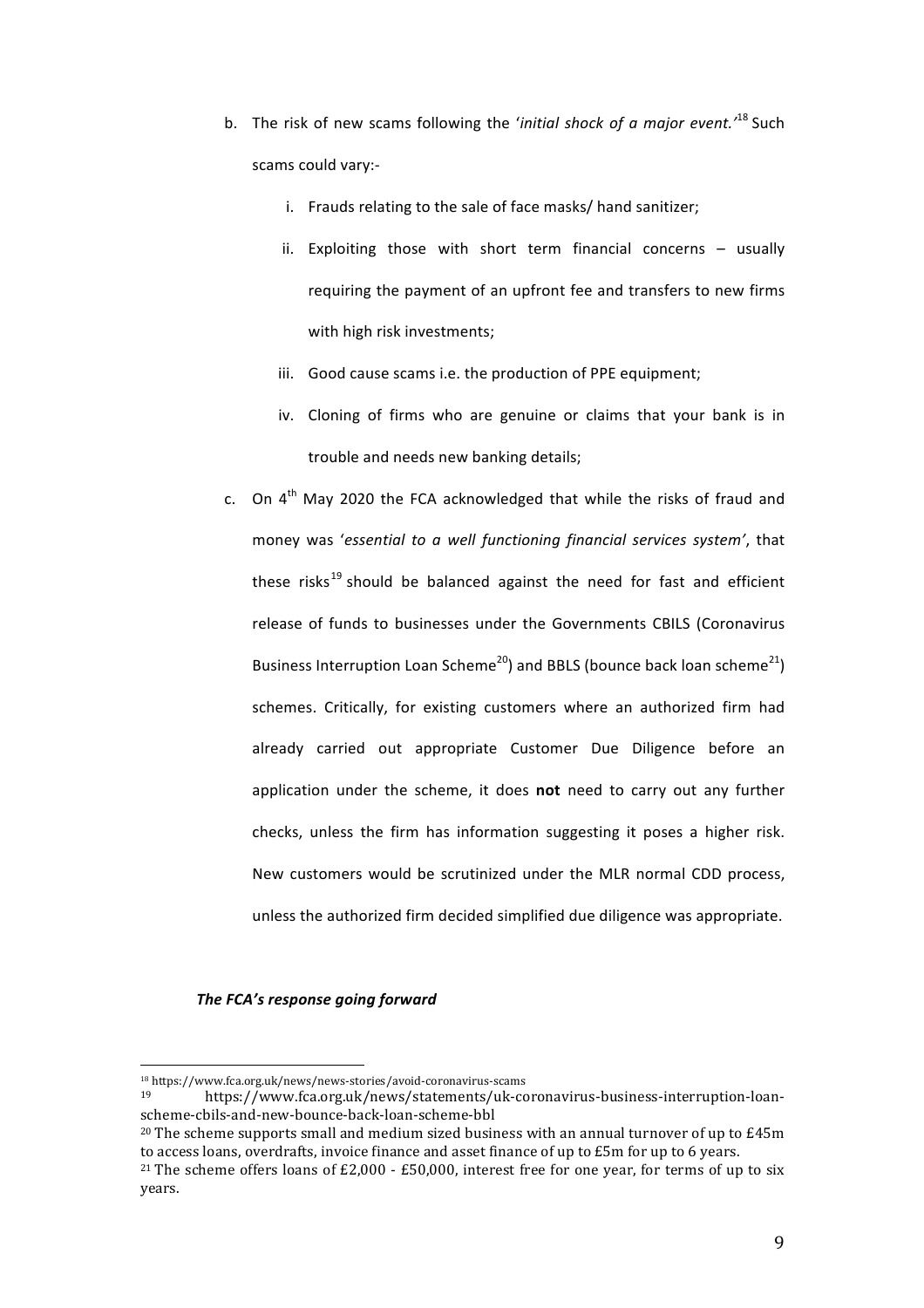b. The risk of new scams following the '*initial shock of a major event.*'[18] Such scams could vary:-

   i. Frauds relating to the sale of face masks/ hand sanitizer;

   ii. Exploiting those with short term financial concerns – usually requiring the payment of an upfront fee and transfers to new firms with high risk investments;

   iii. Good cause scams i.e. the production of PPE equipment;

   iv. Cloning of firms who are genuine or claims that your bank is in trouble and needs new banking details;

c. On 4th May 2020 the FCA acknowledged that while the risks of fraud and money was '*essential to a well functioning financial services system'*, that these risks[19] should be balanced against the need for fast and efficient release of funds to businesses under the Governments CBILS (Coronavirus Business Interruption Loan Scheme[20]) and BBLS (bounce back loan scheme[21]) schemes. Critically, for existing customers where an authorized firm had already carried out appropriate Customer Due Diligence before an application under the scheme, it does **not** need to carry out any further checks, unless the firm has information suggesting it poses a higher risk. New customers would be scrutinized under the MLR normal CDD process, unless the authorized firm decided simplified due diligence was appropriate.

***The FCA's response going forward***

---

[18] https://www.fca.org.uk/news/news-stories/avoid-coronavirus-scams

[19] https://www.fca.org.uk/news/statements/uk-coronavirus-business-interruption-loan-scheme-cbils-and-new-bounce-back-loan-scheme-bbl

[20] The scheme supports small and medium sized business with an annual turnover of up to £45m to access loans, overdrafts, invoice finance and asset finance of up to £5m for up to 6 years.

[21] The scheme offers loans of £2,000 - £50,000, interest free for one year, for terms of up to six years.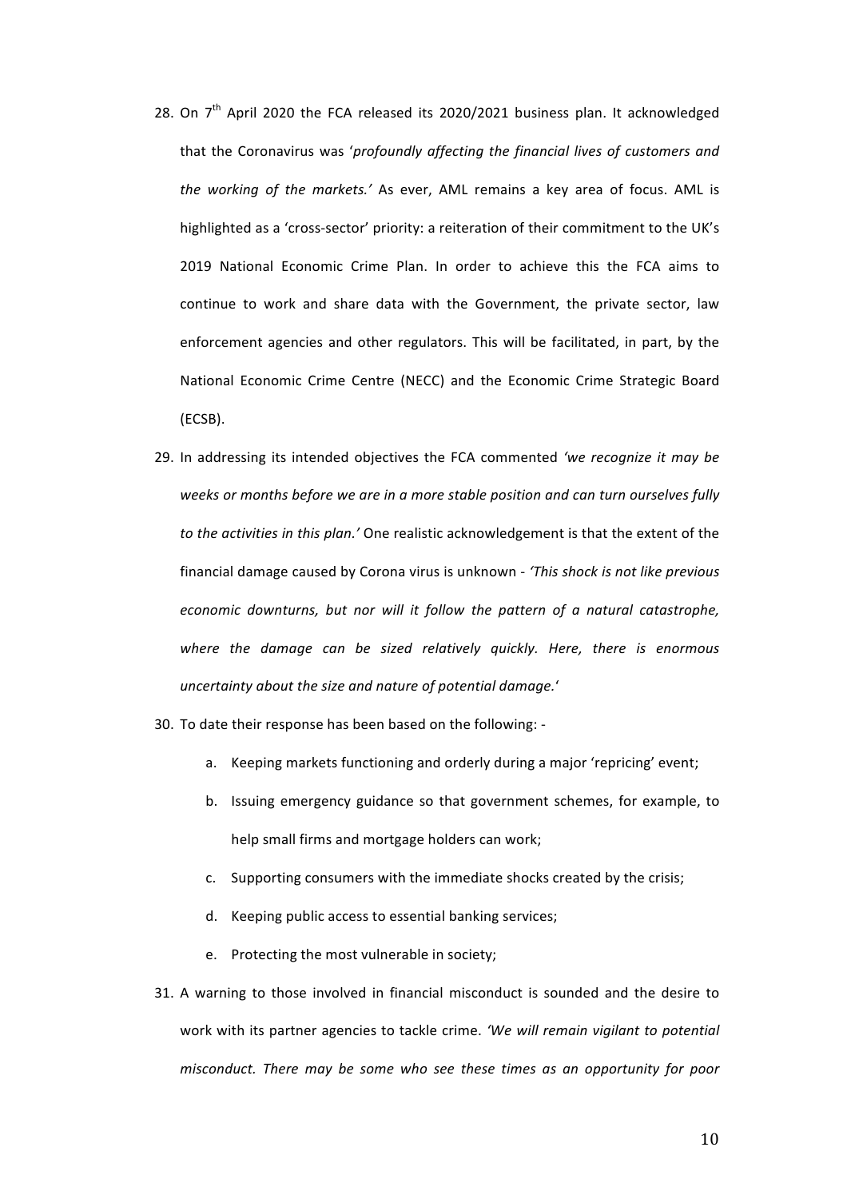28. On 7th April 2020 the FCA released its 2020/2021 business plan. It acknowledged that the Coronavirus was '*profoundly affecting the financial lives of customers and the working of the markets.*' As ever, AML remains a key area of focus. AML is highlighted as a 'cross-sector' priority: a reiteration of their commitment to the UK's 2019 National Economic Crime Plan. In order to achieve this the FCA aims to continue to work and share data with the Government, the private sector, law enforcement agencies and other regulators. This will be facilitated, in part, by the National Economic Crime Centre (NECC) and the Economic Crime Strategic Board (ECSB).

29. In addressing its intended objectives the FCA commented *'we recognize it may be weeks or months before we are in a more stable position and can turn ourselves fully to the activities in this plan.'* One realistic acknowledgement is that the extent of the financial damage caused by Corona virus is unknown - *'This shock is not like previous economic downturns, but nor will it follow the pattern of a natural catastrophe, where the damage can be sized relatively quickly. Here, there is enormous uncertainty about the size and nature of potential damage.'*

30. To date their response has been based on the following: -

    a. Keeping markets functioning and orderly during a major 'repricing' event;

    b. Issuing emergency guidance so that government schemes, for example, to help small firms and mortgage holders can work;

    c. Supporting consumers with the immediate shocks created by the crisis;

    d. Keeping public access to essential banking services;

    e. Protecting the most vulnerable in society;

31. A warning to those involved in financial misconduct is sounded and the desire to work with its partner agencies to tackle crime. *'We will remain vigilant to potential misconduct. There may be some who see these times as an opportunity for poor*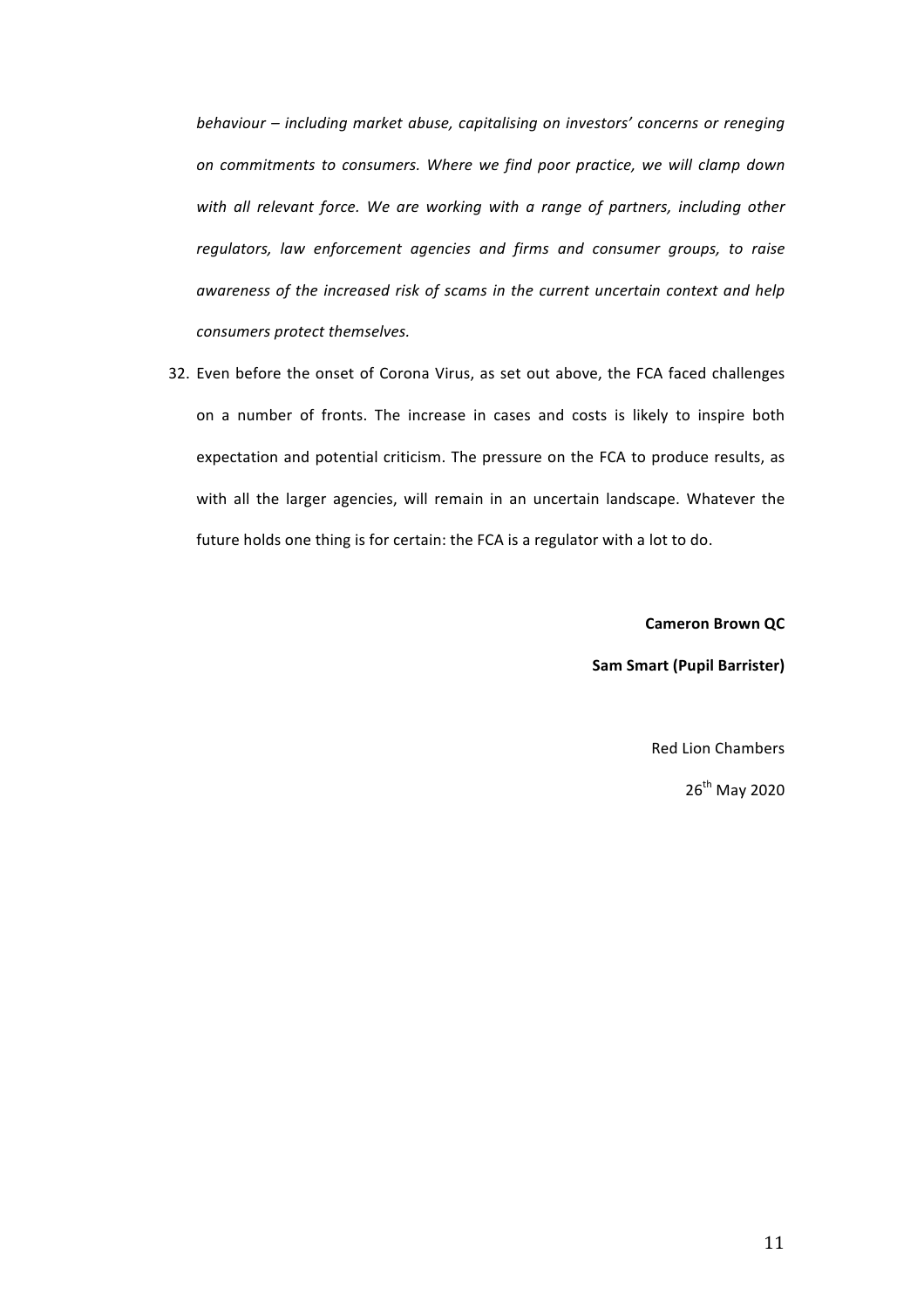*behaviour – including market abuse, capitalising on investors' concerns or reneging on commitments to consumers. Where we find poor practice, we will clamp down with all relevant force. We are working with a range of partners, including other regulators, law enforcement agencies and firms and consumer groups, to raise awareness of the increased risk of scams in the current uncertain context and help consumers protect themselves.*

32. Even before the onset of Corona Virus, as set out above, the FCA faced challenges on a number of fronts. The increase in cases and costs is likely to inspire both expectation and potential criticism. The pressure on the FCA to produce results, as with all the larger agencies, will remain in an uncertain landscape. Whatever the future holds one thing is for certain: the FCA is a regulator with a lot to do.

**Cameron Brown QC**

**Sam Smart (Pupil Barrister)**

Red Lion Chambers

26th May 2020